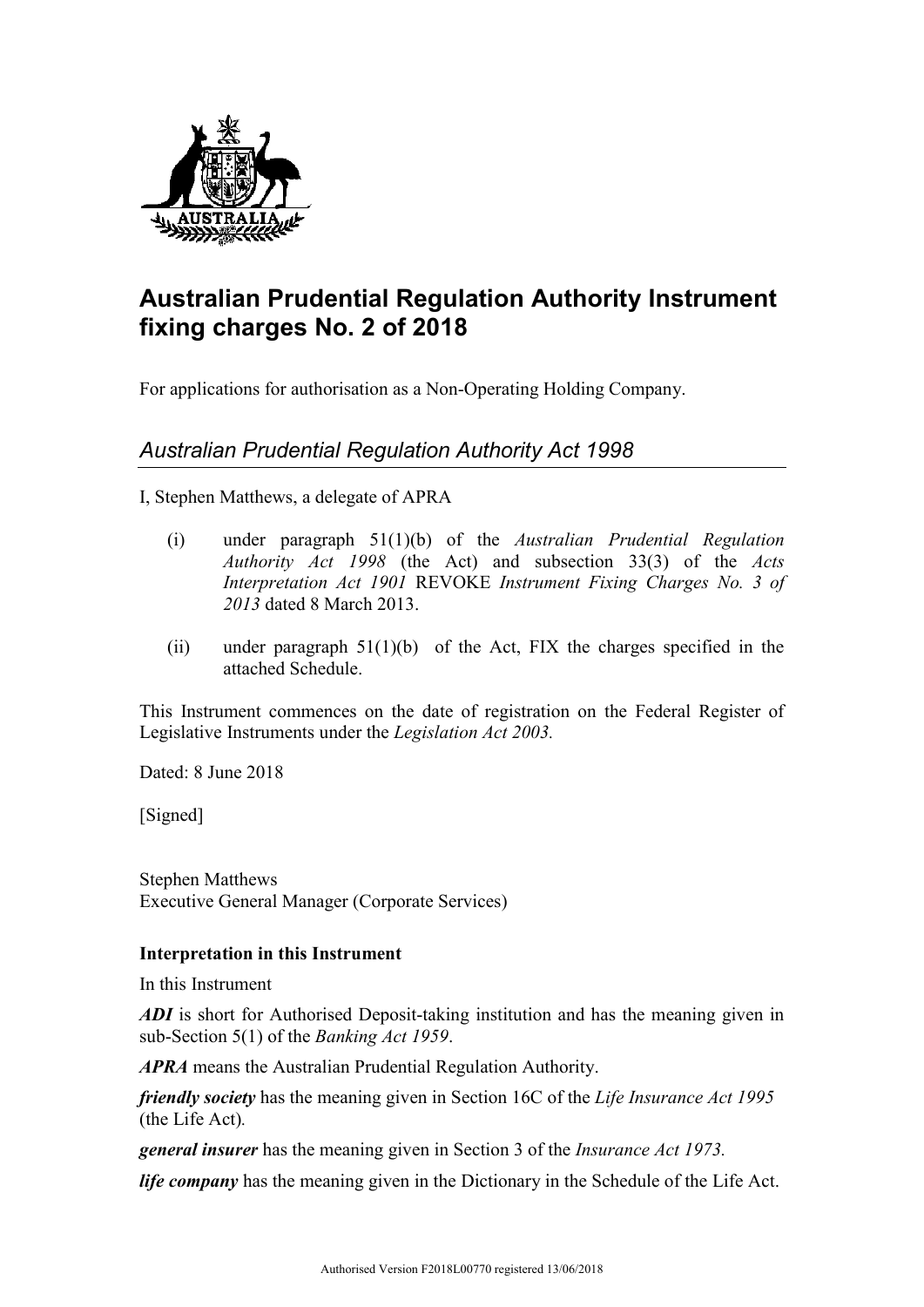# Australian Prudential Regulation Authority Instrument fixing charges No. 2 of 2018

For applications for authorisation as a Non-Operating Holding Company.

## *Australian Prudential Regulation Authority Act 1998*

I, Stephen Matthews, a delegate of APRA

(i) under paragraph 51(1)(b) of the *Australian Prudential Regulation Authority Act 1998* (the Act) and subsection 33(3) of the *Acts Interpretation Act 1901* REVOKE *Instrument Fixing Charges No. 3 of 2013* dated 8 March 2013.

(ii) under paragraph 51(1)(b) of the Act, FIX the charges specified in the attached Schedule.

This Instrument commences on the date of registration on the Federal Register of Legislative Instruments under the *Legislation Act 2003.*

Dated: 8 June 2018

[Signed]

Stephen Matthews
Executive General Manager (Corporate Services)

**Interpretation in this Instrument**

In this Instrument

***ADI*** is short for Authorised Deposit-taking institution and has the meaning given in sub-Section 5(1) of the *Banking Act 1959*.

***APRA*** means the Australian Prudential Regulation Authority.

***friendly society*** has the meaning given in Section 16C of the *Life Insurance Act 1995* (the Life Act).

***general insurer*** has the meaning given in Section 3 of the *Insurance Act 1973.*

***life company*** has the meaning given in the Dictionary in the Schedule of the Life Act.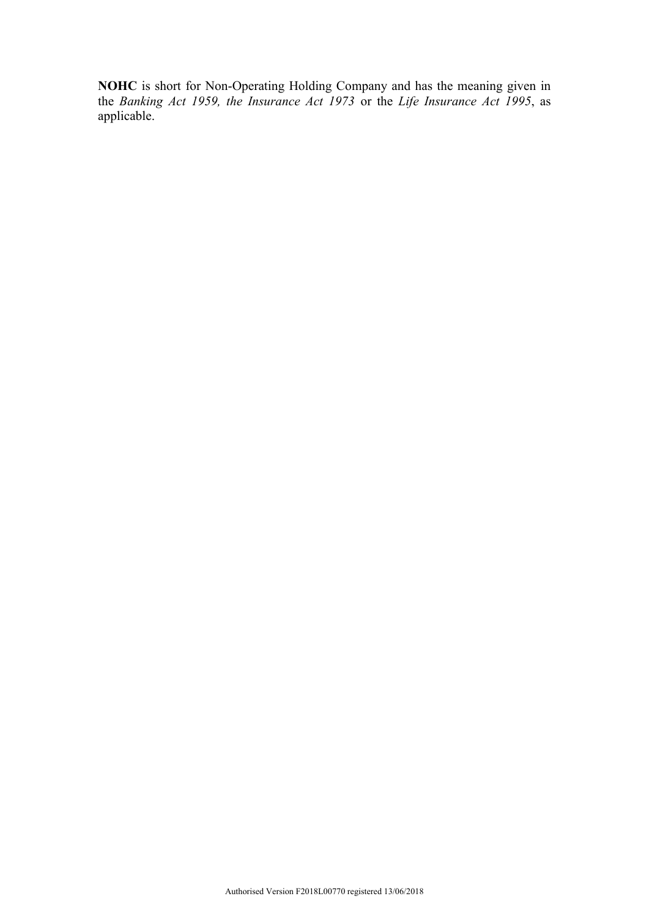**NOHC** is short for Non-Operating Holding Company and has the meaning given in the *Banking Act 1959, the Insurance Act 1973* or the *Life Insurance Act 1995*, as applicable.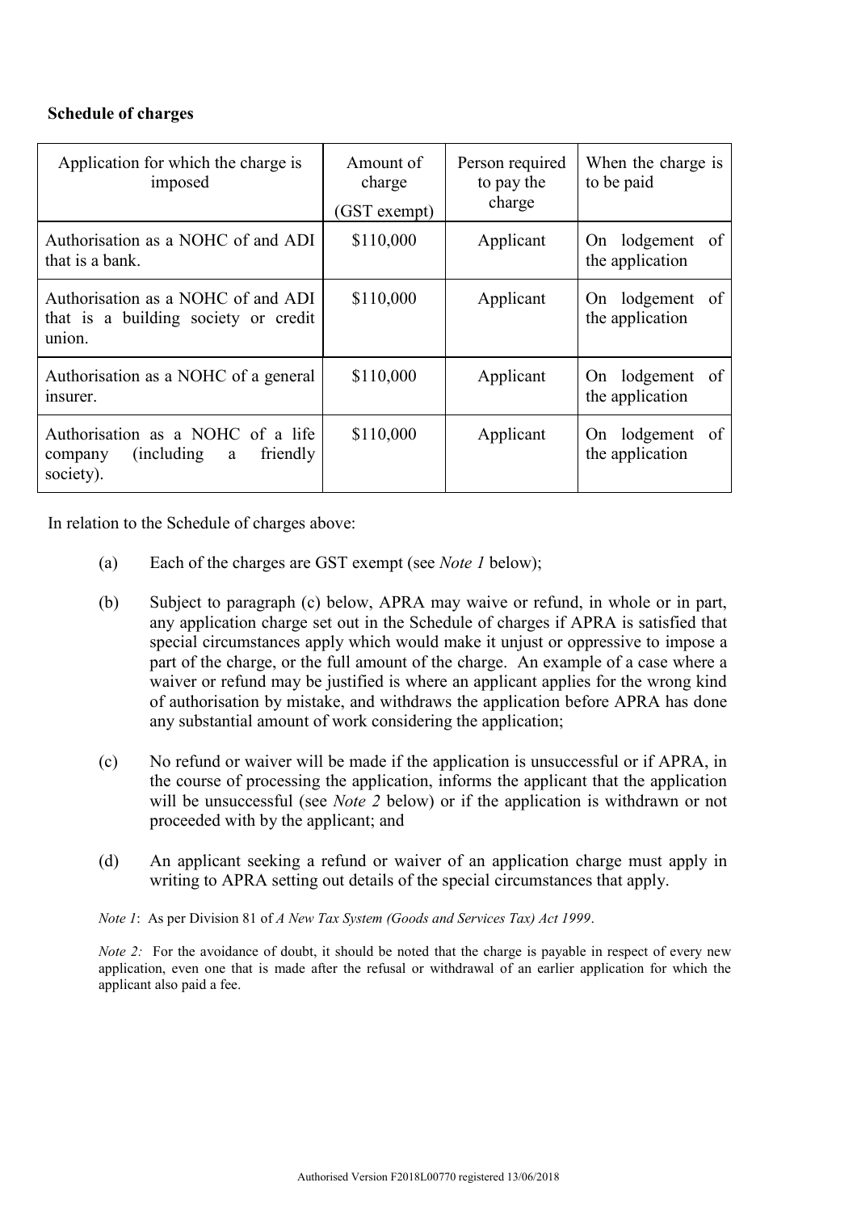**Schedule of charges**

| Application for which the charge is imposed | Amount of charge (GST exempt) | Person required to pay the charge | When the charge is to be paid |
|---|---|---|---|
| Authorisation as a NOHC of and ADI that is a bank. | \$110,000 | Applicant | On lodgement of the application |
| Authorisation as a NOHC of and ADI that is a building society or credit union. | \$110,000 | Applicant | On lodgement of the application |
| Authorisation as a NOHC of a general insurer. | \$110,000 | Applicant | On lodgement of the application |
| Authorisation as a NOHC of a life company (including a friendly society). | \$110,000 | Applicant | On lodgement of the application |

In relation to the Schedule of charges above:

(a) Each of the charges are GST exempt (see *Note 1* below);

(b) Subject to paragraph (c) below, APRA may waive or refund, in whole or in part, any application charge set out in the Schedule of charges if APRA is satisfied that special circumstances apply which would make it unjust or oppressive to impose a part of the charge, or the full amount of the charge. An example of a case where a waiver or refund may be justified is where an applicant applies for the wrong kind of authorisation by mistake, and withdraws the application before APRA has done any substantial amount of work considering the application;

(c) No refund or waiver will be made if the application is unsuccessful or if APRA, in the course of processing the application, informs the applicant that the application will be unsuccessful (see *Note 2* below) or if the application is withdrawn or not proceeded with by the applicant; and

(d) An applicant seeking a refund or waiver of an application charge must apply in writing to APRA setting out details of the special circumstances that apply.

*Note 1*: As per Division 81 of *A New Tax System (Goods and Services Tax) Act 1999*.

*Note 2:* For the avoidance of doubt, it should be noted that the charge is payable in respect of every new application, even one that is made after the refusal or withdrawal of an earlier application for which the applicant also paid a fee.